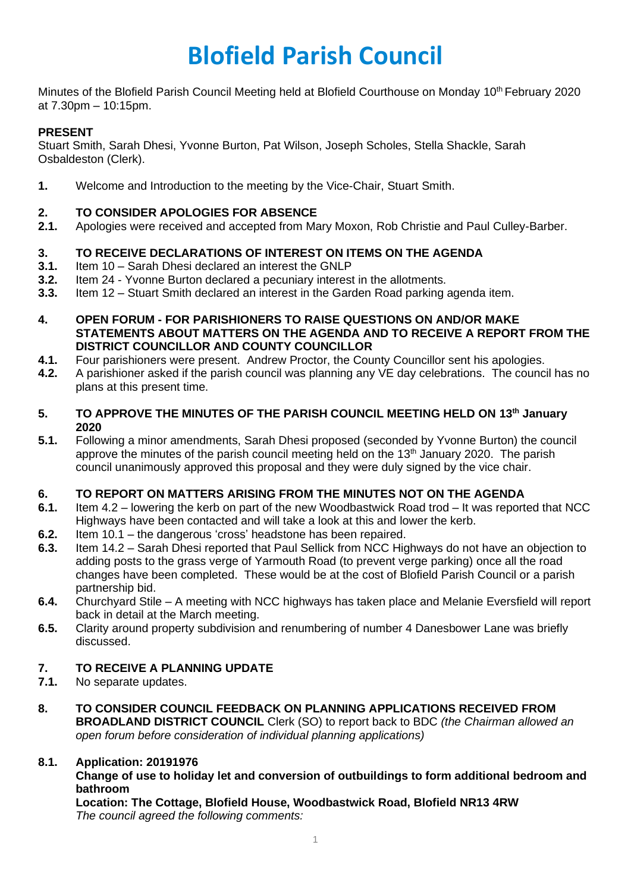# Blofield Parish Council

Minutes of the Blofield Parish Council Meeting held at Blofield Courthouse on Monday 10th February 2020 at 7.30pm – 10:15pm.

**PRESENT**
Stuart Smith, Sarah Dhesi, Yvonne Burton, Pat Wilson, Joseph Scholes, Stella Shackle, Sarah Osbaldeston (Clerk).

**1.** Welcome and Introduction to the meeting by the Vice-Chair, Stuart Smith.

**2. TO CONSIDER APOLOGIES FOR ABSENCE**

**2.1.** Apologies were received and accepted from Mary Moxon, Rob Christie and Paul Culley-Barber.

**3. TO RECEIVE DECLARATIONS OF INTEREST ON ITEMS ON THE AGENDA**

**3.1.** Item 10 – Sarah Dhesi declared an interest the GNLP

**3.2.** Item 24 - Yvonne Burton declared a pecuniary interest in the allotments.

**3.3.** Item 12 – Stuart Smith declared an interest in the Garden Road parking agenda item.

**4. OPEN FORUM - FOR PARISHIONERS TO RAISE QUESTIONS ON AND/OR MAKE STATEMENTS ABOUT MATTERS ON THE AGENDA AND TO RECEIVE A REPORT FROM THE DISTRICT COUNCILLOR AND COUNTY COUNCILLOR**

**4.1.** Four parishioners were present. Andrew Proctor, the County Councillor sent his apologies.

**4.2.** A parishioner asked if the parish council was planning any VE day celebrations. The council has no plans at this present time.

**5. TO APPROVE THE MINUTES OF THE PARISH COUNCIL MEETING HELD ON 13th January 2020**

**5.1.** Following a minor amendments, Sarah Dhesi proposed (seconded by Yvonne Burton) the council approve the minutes of the parish council meeting held on the 13th January 2020. The parish council unanimously approved this proposal and they were duly signed by the vice chair.

**6. TO REPORT ON MATTERS ARISING FROM THE MINUTES NOT ON THE AGENDA**

**6.1.** Item 4.2 – lowering the kerb on part of the new Woodbastwick Road trod – It was reported that NCC Highways have been contacted and will take a look at this and lower the kerb.

**6.2.** Item 10.1 – the dangerous 'cross' headstone has been repaired.

**6.3.** Item 14.2 – Sarah Dhesi reported that Paul Sellick from NCC Highways do not have an objection to adding posts to the grass verge of Yarmouth Road (to prevent verge parking) once all the road changes have been completed. These would be at the cost of Blofield Parish Council or a parish partnership bid.

**6.4.** Churchyard Stile – A meeting with NCC highways has taken place and Melanie Eversfield will report back in detail at the March meeting.

**6.5.** Clarity around property subdivision and renumbering of number 4 Danesbower Lane was briefly discussed.

**7. TO RECEIVE A PLANNING UPDATE**

**7.1.** No separate updates.

**8. TO CONSIDER COUNCIL FEEDBACK ON PLANNING APPLICATIONS RECEIVED FROM BROADLAND DISTRICT COUNCIL** Clerk (SO) to report back to BDC *(the Chairman allowed an open forum before consideration of individual planning applications)*

**8.1. Application: 20191976**
**Change of use to holiday let and conversion of outbuildings to form additional bedroom and bathroom**
**Location: The Cottage, Blofield House, Woodbastwick Road, Blofield NR13 4RW**
*The council agreed the following comments:*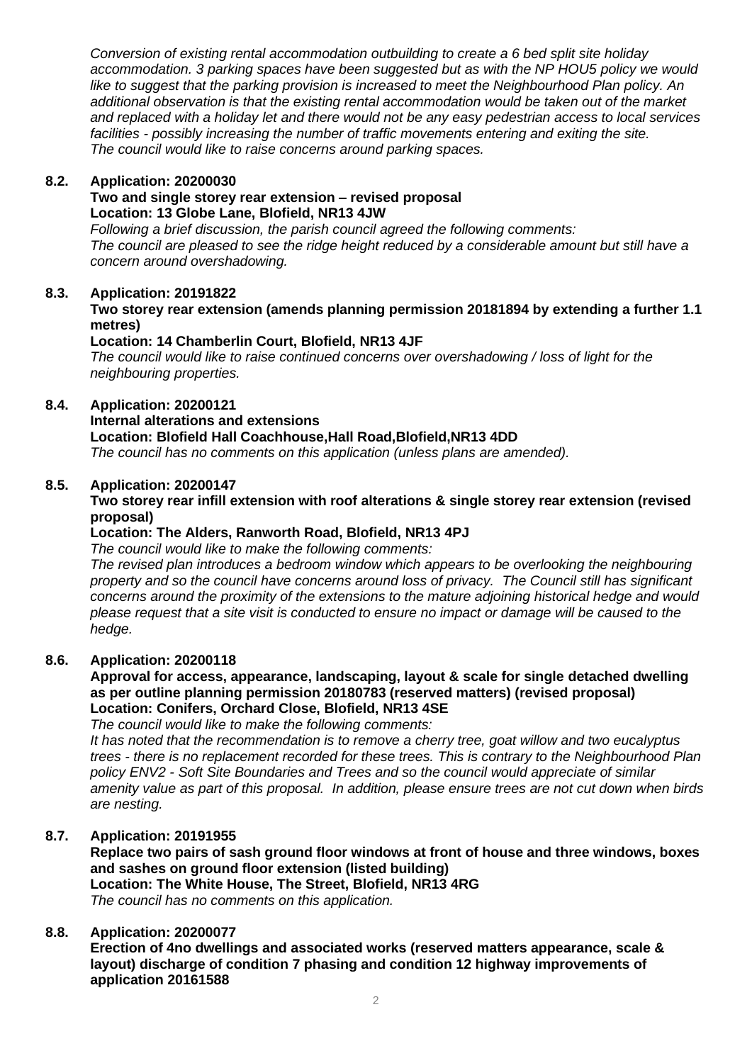*Conversion of existing rental accommodation outbuilding to create a 6 bed split site holiday accommodation. 3 parking spaces have been suggested but as with the NP HOU5 policy we would like to suggest that the parking provision is increased to meet the Neighbourhood Plan policy. An additional observation is that the existing rental accommodation would be taken out of the market and replaced with a holiday let and there would not be any easy pedestrian access to local services facilities - possibly increasing the number of traffic movements entering and exiting the site. The council would like to raise concerns around parking spaces.*

**8.2. Application: 20200030**

**Two and single storey rear extension – revised proposal**
**Location: 13 Globe Lane, Blofield, NR13 4JW**

*Following a brief discussion, the parish council agreed the following comments:*
*The council are pleased to see the ridge height reduced by a considerable amount but still have a concern around overshadowing.*

**8.3. Application: 20191822**

**Two storey rear extension (amends planning permission 20181894 by extending a further 1.1 metres)**
**Location: 14 Chamberlin Court, Blofield, NR13 4JF**

*The council would like to raise continued concerns over overshadowing / loss of light for the neighbouring properties.*

**8.4. Application: 20200121**

**Internal alterations and extensions**
**Location: Blofield Hall Coachhouse,Hall Road,Blofield,NR13 4DD**

*The council has no comments on this application (unless plans are amended).*

**8.5. Application: 20200147**

**Two storey rear infill extension with roof alterations & single storey rear extension (revised proposal)**
**Location: The Alders, Ranworth Road, Blofield, NR13 4PJ**

*The council would like to make the following comments:*
*The revised plan introduces a bedroom window which appears to be overlooking the neighbouring property and so the council have concerns around loss of privacy. The Council still has significant concerns around the proximity of the extensions to the mature adjoining historical hedge and would please request that a site visit is conducted to ensure no impact or damage will be caused to the hedge.*

**8.6. Application: 20200118**

**Approval for access, appearance, landscaping, layout & scale for single detached dwelling as per outline planning permission 20180783 (reserved matters) (revised proposal)**
**Location: Conifers, Orchard Close, Blofield, NR13 4SE**

*The council would like to make the following comments:*
*It has noted that the recommendation is to remove a cherry tree, goat willow and two eucalyptus trees - there is no replacement recorded for these trees. This is contrary to the Neighbourhood Plan policy ENV2 - Soft Site Boundaries and Trees and so the council would appreciate of similar amenity value as part of this proposal. In addition, please ensure trees are not cut down when birds are nesting.*

**8.7. Application: 20191955**

**Replace two pairs of sash ground floor windows at front of house and three windows, boxes and sashes on ground floor extension (listed building)**
**Location: The White House, The Street, Blofield, NR13 4RG**

*The council has no comments on this application.*

**8.8. Application: 20200077**

**Erection of 4no dwellings and associated works (reserved matters appearance, scale & layout) discharge of condition 7 phasing and condition 12 highway improvements of application 20161588**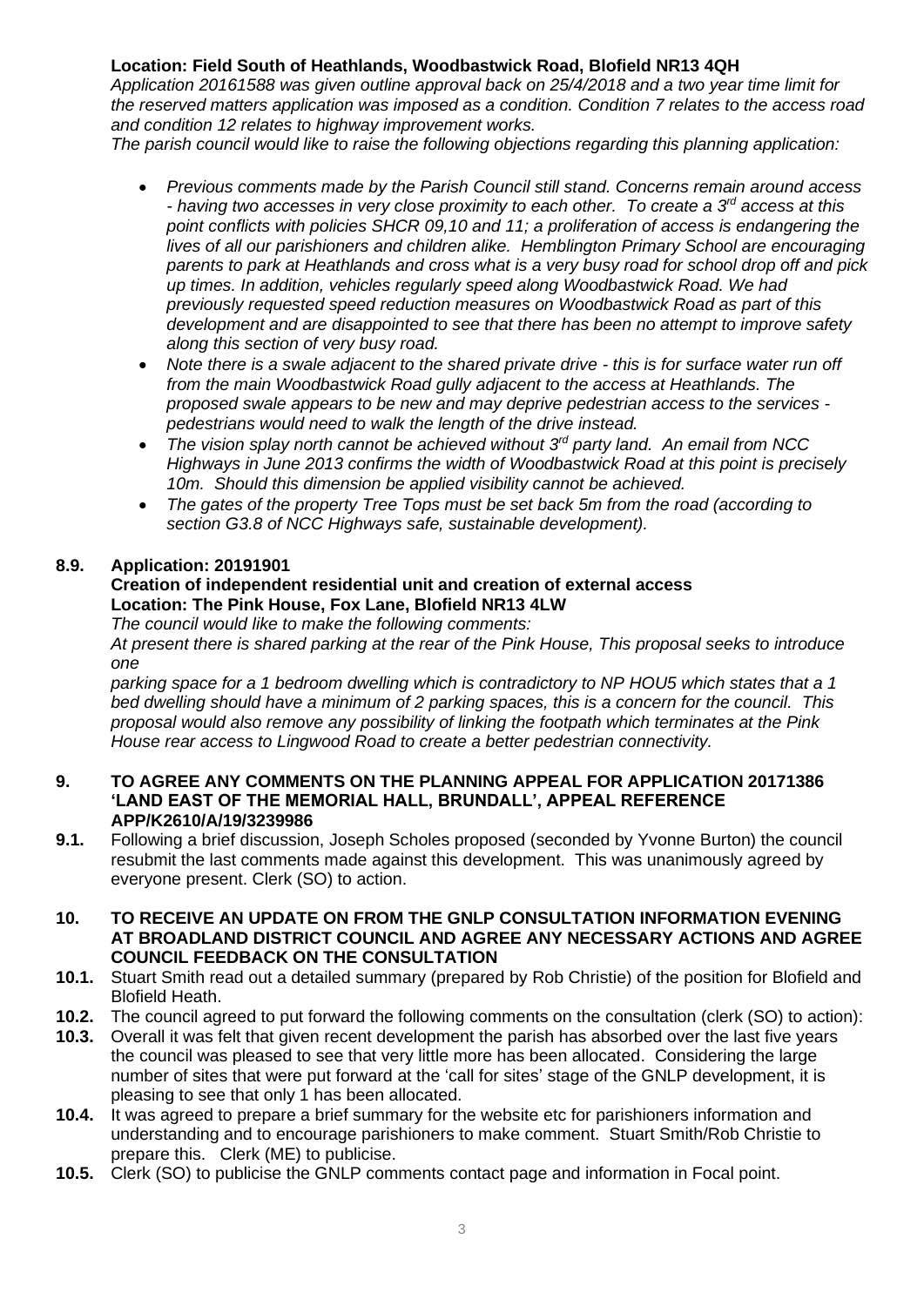**Location: Field South of Heathlands, Woodbastwick Road, Blofield NR13 4QH**

*Application 20161588 was given outline approval back on 25/4/2018 and a two year time limit for the reserved matters application was imposed as a condition. Condition 7 relates to the access road and condition 12 relates to highway improvement works.*

*The parish council would like to raise the following objections regarding this planning application:*

- *Previous comments made by the Parish Council still stand. Concerns remain around access - having two accesses in very close proximity to each other. To create a 3rd access at this point conflicts with policies SHCR 09,10 and 11; a proliferation of access is endangering the lives of all our parishioners and children alike. Hemblington Primary School are encouraging parents to park at Heathlands and cross what is a very busy road for school drop off and pick up times. In addition, vehicles regularly speed along Woodbastwick Road. We had previously requested speed reduction measures on Woodbastwick Road as part of this development and are disappointed to see that there has been no attempt to improve safety along this section of very busy road.*
- *Note there is a swale adjacent to the shared private drive - this is for surface water run off from the main Woodbastwick Road gully adjacent to the access at Heathlands. The proposed swale appears to be new and may deprive pedestrian access to the services - pedestrians would need to walk the length of the drive instead.*
- *The vision splay north cannot be achieved without 3rd party land. An email from NCC Highways in June 2013 confirms the width of Woodbastwick Road at this point is precisely 10m. Should this dimension be applied visibility cannot be achieved.*
- *The gates of the property Tree Tops must be set back 5m from the road (according to section G3.8 of NCC Highways safe, sustainable development).*

**8.9. Application: 20191901**

**Creation of independent residential unit and creation of external access**
**Location: The Pink House, Fox Lane, Blofield NR13 4LW**

*The council would like to make the following comments:*

*At present there is shared parking at the rear of the Pink House, This proposal seeks to introduce one*

*parking space for a 1 bedroom dwelling which is contradictory to NP HOU5 which states that a 1 bed dwelling should have a minimum of 2 parking spaces, this is a concern for the council. This proposal would also remove any possibility of linking the footpath which terminates at the Pink House rear access to Lingwood Road to create a better pedestrian connectivity.*

## 9. TO AGREE ANY COMMENTS ON THE PLANNING APPEAL FOR APPLICATION 20171386 'LAND EAST OF THE MEMORIAL HALL, BRUNDALL', APPEAL REFERENCE APP/K2610/A/19/3239986

**9.1.** Following a brief discussion, Joseph Scholes proposed (seconded by Yvonne Burton) the council resubmit the last comments made against this development. This was unanimously agreed by everyone present. Clerk (SO) to action.

## 10. TO RECEIVE AN UPDATE ON FROM THE GNLP CONSULTATION INFORMATION EVENING AT BROADLAND DISTRICT COUNCIL AND AGREE ANY NECESSARY ACTIONS AND AGREE COUNCIL FEEDBACK ON THE CONSULTATION

**10.1.** Stuart Smith read out a detailed summary (prepared by Rob Christie) of the position for Blofield and Blofield Heath.

**10.2.** The council agreed to put forward the following comments on the consultation (clerk (SO) to action):

**10.3.** Overall it was felt that given recent development the parish has absorbed over the last five years the council was pleased to see that very little more has been allocated. Considering the large number of sites that were put forward at the 'call for sites' stage of the GNLP development, it is pleasing to see that only 1 has been allocated.

**10.4.** It was agreed to prepare a brief summary for the website etc for parishioners information and understanding and to encourage parishioners to make comment. Stuart Smith/Rob Christie to prepare this. Clerk (ME) to publicise.

**10.5.** Clerk (SO) to publicise the GNLP comments contact page and information in Focal point.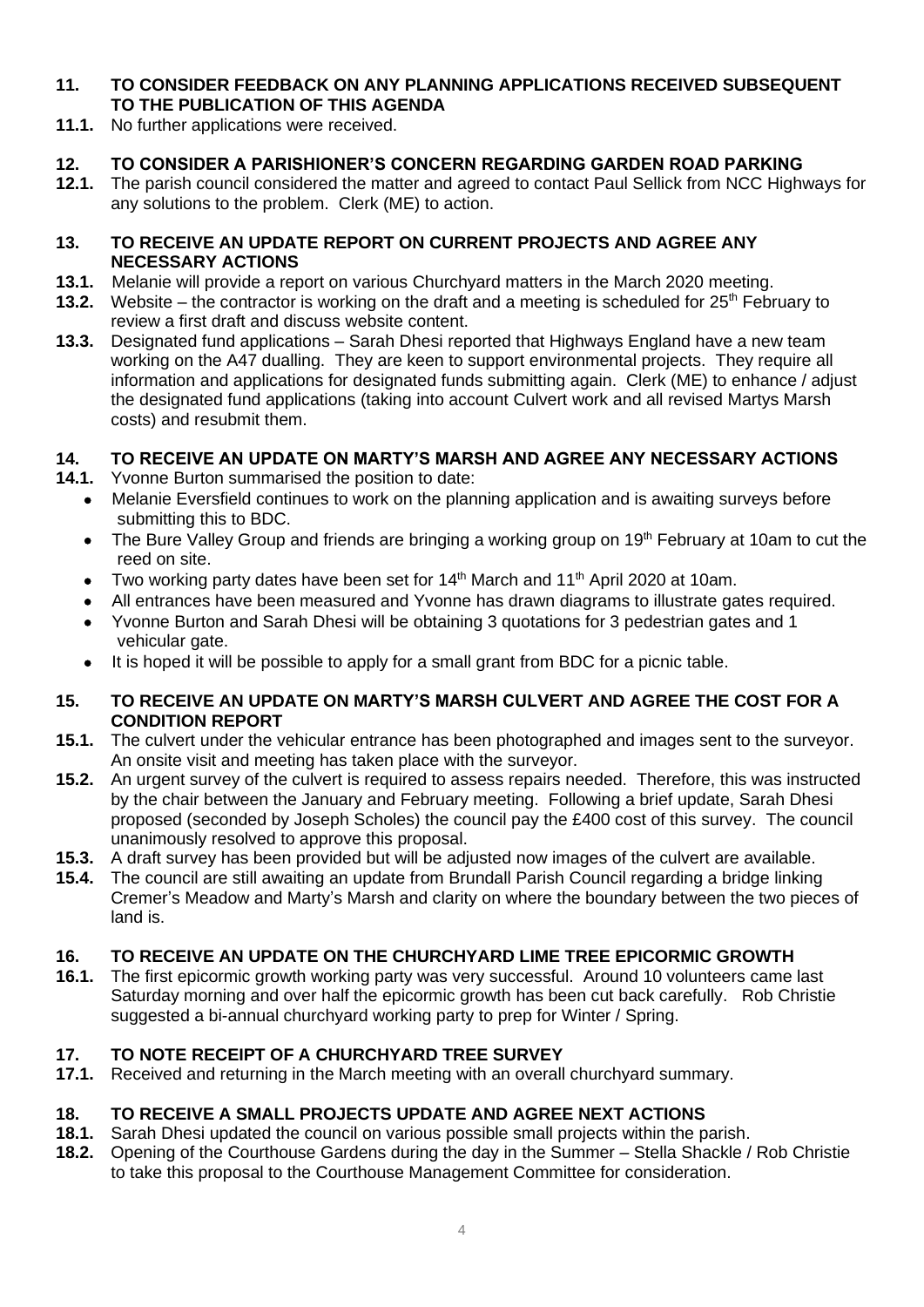**11. TO CONSIDER FEEDBACK ON ANY PLANNING APPLICATIONS RECEIVED SUBSEQUENT TO THE PUBLICATION OF THIS AGENDA**

**11.1.** No further applications were received.

**12. TO CONSIDER A PARISHIONER'S CONCERN REGARDING GARDEN ROAD PARKING**

**12.1.** The parish council considered the matter and agreed to contact Paul Sellick from NCC Highways for any solutions to the problem. Clerk (ME) to action.

**13. TO RECEIVE AN UPDATE REPORT ON CURRENT PROJECTS AND AGREE ANY NECESSARY ACTIONS**

**13.1.** Melanie will provide a report on various Churchyard matters in the March 2020 meeting.

**13.2.** Website – the contractor is working on the draft and a meeting is scheduled for 25th February to review a first draft and discuss website content.

**13.3.** Designated fund applications – Sarah Dhesi reported that Highways England have a new team working on the A47 dualling. They are keen to support environmental projects. They require all information and applications for designated funds submitting again. Clerk (ME) to enhance / adjust the designated fund applications (taking into account Culvert work and all revised Martys Marsh costs) and resubmit them.

**14. TO RECEIVE AN UPDATE ON MARTY'S MARSH AND AGREE ANY NECESSARY ACTIONS**

**14.1.** Yvonne Burton summarised the position to date:

- Melanie Eversfield continues to work on the planning application and is awaiting surveys before submitting this to BDC.
- The Bure Valley Group and friends are bringing a working group on 19th February at 10am to cut the reed on site.
- Two working party dates have been set for 14th March and 11th April 2020 at 10am.
- All entrances have been measured and Yvonne has drawn diagrams to illustrate gates required.
- Yvonne Burton and Sarah Dhesi will be obtaining 3 quotations for 3 pedestrian gates and 1 vehicular gate.
- It is hoped it will be possible to apply for a small grant from BDC for a picnic table.

**15. TO RECEIVE AN UPDATE ON MARTY'S MARSH CULVERT AND AGREE THE COST FOR A CONDITION REPORT**

**15.1.** The culvert under the vehicular entrance has been photographed and images sent to the surveyor. An onsite visit and meeting has taken place with the surveyor.

**15.2.** An urgent survey of the culvert is required to assess repairs needed. Therefore, this was instructed by the chair between the January and February meeting. Following a brief update, Sarah Dhesi proposed (seconded by Joseph Scholes) the council pay the £400 cost of this survey. The council unanimously resolved to approve this proposal.

**15.3.** A draft survey has been provided but will be adjusted now images of the culvert are available.

**15.4.** The council are still awaiting an update from Brundall Parish Council regarding a bridge linking Cremer's Meadow and Marty's Marsh and clarity on where the boundary between the two pieces of land is.

**16. TO RECEIVE AN UPDATE ON THE CHURCHYARD LIME TREE EPICORMIC GROWTH**

**16.1.** The first epicormic growth working party was very successful. Around 10 volunteers came last Saturday morning and over half the epicormic growth has been cut back carefully. Rob Christie suggested a bi-annual churchyard working party to prep for Winter / Spring.

**17. TO NOTE RECEIPT OF A CHURCHYARD TREE SURVEY**

**17.1.** Received and returning in the March meeting with an overall churchyard summary.

**18. TO RECEIVE A SMALL PROJECTS UPDATE AND AGREE NEXT ACTIONS**

**18.1.** Sarah Dhesi updated the council on various possible small projects within the parish.

**18.2.** Opening of the Courthouse Gardens during the day in the Summer – Stella Shackle / Rob Christie to take this proposal to the Courthouse Management Committee for consideration.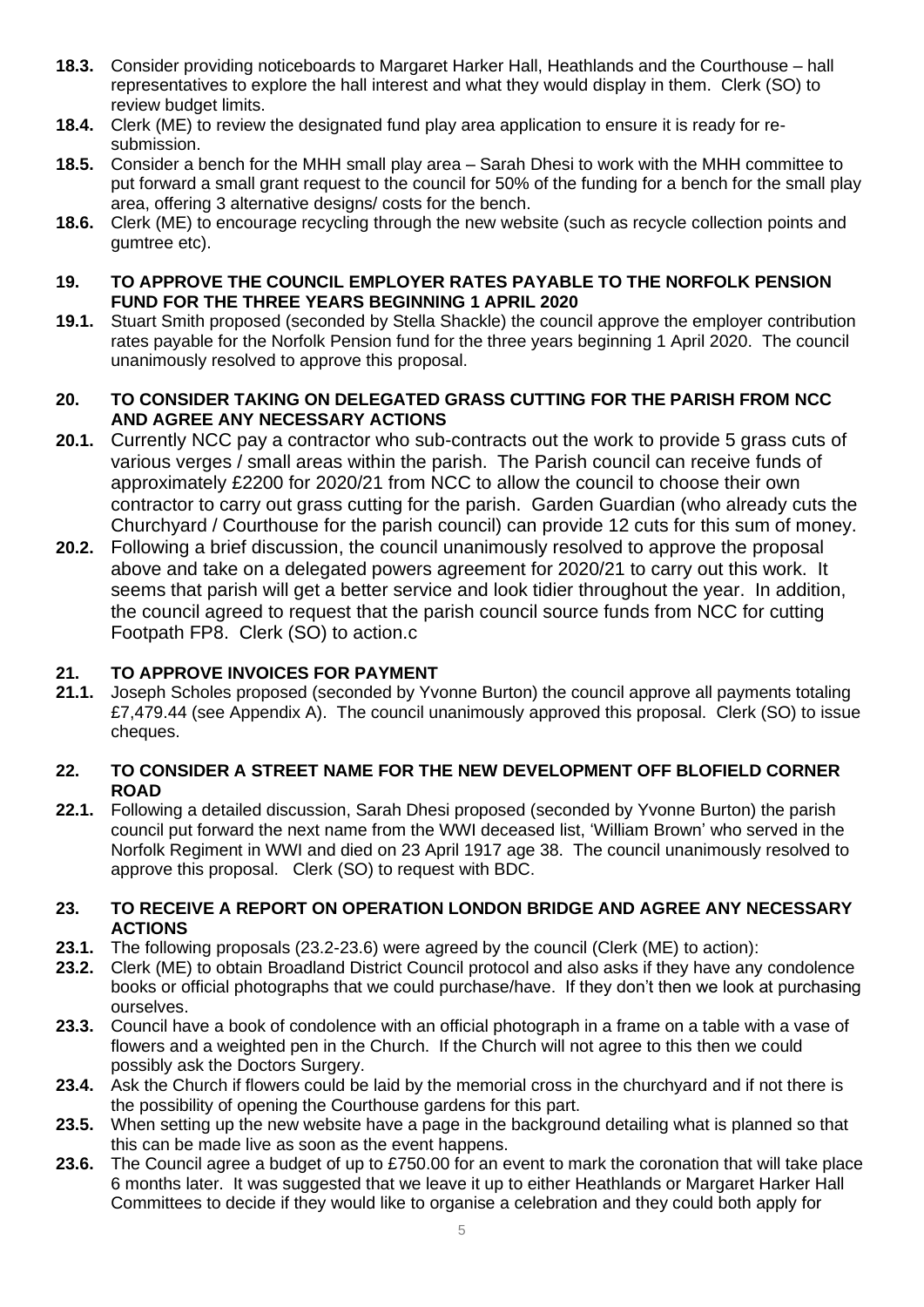**18.3.** Consider providing noticeboards to Margaret Harker Hall, Heathlands and the Courthouse – hall representatives to explore the hall interest and what they would display in them. Clerk (SO) to review budget limits.

**18.4.** Clerk (ME) to review the designated fund play area application to ensure it is ready for re-submission.

**18.5.** Consider a bench for the MHH small play area – Sarah Dhesi to work with the MHH committee to put forward a small grant request to the council for 50% of the funding for a bench for the small play area, offering 3 alternative designs/ costs for the bench.

**18.6.** Clerk (ME) to encourage recycling through the new website (such as recycle collection points and gumtree etc).

**19. TO APPROVE THE COUNCIL EMPLOYER RATES PAYABLE TO THE NORFOLK PENSION FUND FOR THE THREE YEARS BEGINNING 1 APRIL 2020**

**19.1.** Stuart Smith proposed (seconded by Stella Shackle) the council approve the employer contribution rates payable for the Norfolk Pension fund for the three years beginning 1 April 2020. The council unanimously resolved to approve this proposal.

**20. TO CONSIDER TAKING ON DELEGATED GRASS CUTTING FOR THE PARISH FROM NCC AND AGREE ANY NECESSARY ACTIONS**

**20.1.** Currently NCC pay a contractor who sub-contracts out the work to provide 5 grass cuts of various verges / small areas within the parish. The Parish council can receive funds of approximately £2200 for 2020/21 from NCC to allow the council to choose their own contractor to carry out grass cutting for the parish. Garden Guardian (who already cuts the Churchyard / Courthouse for the parish council) can provide 12 cuts for this sum of money.

**20.2.** Following a brief discussion, the council unanimously resolved to approve the proposal above and take on a delegated powers agreement for 2020/21 to carry out this work. It seems that parish will get a better service and look tidier throughout the year. In addition, the council agreed to request that the parish council source funds from NCC for cutting Footpath FP8. Clerk (SO) to action.c

**21. TO APPROVE INVOICES FOR PAYMENT**

**21.1.** Joseph Scholes proposed (seconded by Yvonne Burton) the council approve all payments totaling £7,479.44 (see Appendix A). The council unanimously approved this proposal. Clerk (SO) to issue cheques.

**22. TO CONSIDER A STREET NAME FOR THE NEW DEVELOPMENT OFF BLOFIELD CORNER ROAD**

**22.1.** Following a detailed discussion, Sarah Dhesi proposed (seconded by Yvonne Burton) the parish council put forward the next name from the WWI deceased list, 'William Brown' who served in the Norfolk Regiment in WWI and died on 23 April 1917 age 38. The council unanimously resolved to approve this proposal. Clerk (SO) to request with BDC.

**23. TO RECEIVE A REPORT ON OPERATION LONDON BRIDGE AND AGREE ANY NECESSARY ACTIONS**

**23.1.** The following proposals (23.2-23.6) were agreed by the council (Clerk (ME) to action):

**23.2.** Clerk (ME) to obtain Broadland District Council protocol and also asks if they have any condolence books or official photographs that we could purchase/have. If they don't then we look at purchasing ourselves.

**23.3.** Council have a book of condolence with an official photograph in a frame on a table with a vase of flowers and a weighted pen in the Church. If the Church will not agree to this then we could possibly ask the Doctors Surgery.

**23.4.** Ask the Church if flowers could be laid by the memorial cross in the churchyard and if not there is the possibility of opening the Courthouse gardens for this part.

**23.5.** When setting up the new website have a page in the background detailing what is planned so that this can be made live as soon as the event happens.

**23.6.** The Council agree a budget of up to £750.00 for an event to mark the coronation that will take place 6 months later. It was suggested that we leave it up to either Heathlands or Margaret Harker Hall Committees to decide if they would like to organise a celebration and they could both apply for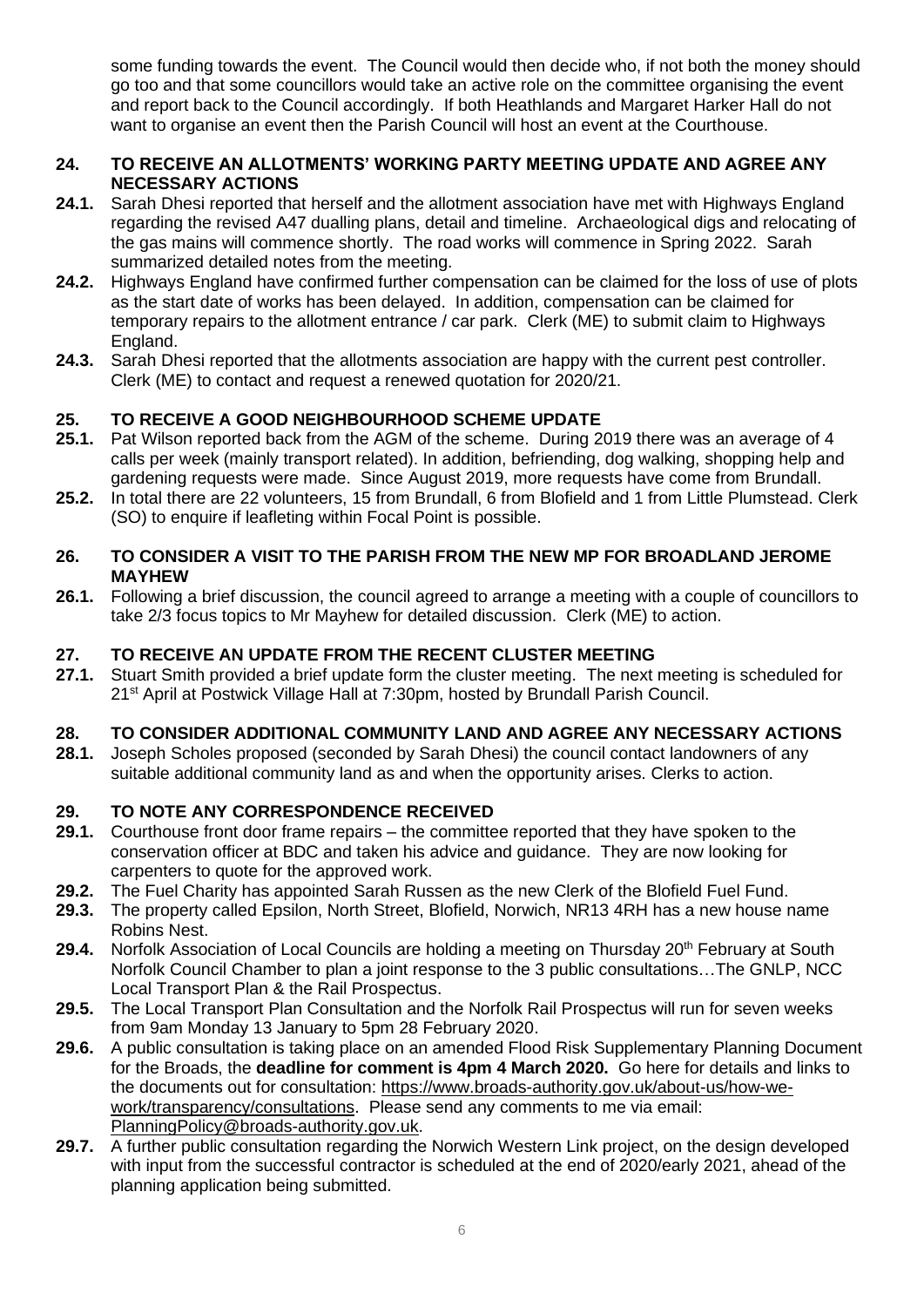some funding towards the event. The Council would then decide who, if not both the money should go too and that some councillors would take an active role on the committee organising the event and report back to the Council accordingly. If both Heathlands and Margaret Harker Hall do not want to organise an event then the Parish Council will host an event at the Courthouse.

## 24. TO RECEIVE AN ALLOTMENTS' WORKING PARTY MEETING UPDATE AND AGREE ANY NECESSARY ACTIONS

**24.1.** Sarah Dhesi reported that herself and the allotment association have met with Highways England regarding the revised A47 dualling plans, detail and timeline. Archaeological digs and relocating of the gas mains will commence shortly. The road works will commence in Spring 2022. Sarah summarized detailed notes from the meeting.

**24.2.** Highways England have confirmed further compensation can be claimed for the loss of use of plots as the start date of works has been delayed. In addition, compensation can be claimed for temporary repairs to the allotment entrance / car park. Clerk (ME) to submit claim to Highways England.

**24.3.** Sarah Dhesi reported that the allotments association are happy with the current pest controller. Clerk (ME) to contact and request a renewed quotation for 2020/21.

## 25. TO RECEIVE A GOOD NEIGHBOURHOOD SCHEME UPDATE

**25.1.** Pat Wilson reported back from the AGM of the scheme. During 2019 there was an average of 4 calls per week (mainly transport related). In addition, befriending, dog walking, shopping help and gardening requests were made. Since August 2019, more requests have come from Brundall.

**25.2.** In total there are 22 volunteers, 15 from Brundall, 6 from Blofield and 1 from Little Plumstead. Clerk (SO) to enquire if leafleting within Focal Point is possible.

## 26. TO CONSIDER A VISIT TO THE PARISH FROM THE NEW MP FOR BROADLAND JEROME MAYHEW

**26.1.** Following a brief discussion, the council agreed to arrange a meeting with a couple of councillors to take 2/3 focus topics to Mr Mayhew for detailed discussion. Clerk (ME) to action.

## 27. TO RECEIVE AN UPDATE FROM THE RECENT CLUSTER MEETING

**27.1.** Stuart Smith provided a brief update form the cluster meeting. The next meeting is scheduled for 21st April at Postwick Village Hall at 7:30pm, hosted by Brundall Parish Council.

## 28. TO CONSIDER ADDITIONAL COMMUNITY LAND AND AGREE ANY NECESSARY ACTIONS

**28.1.** Joseph Scholes proposed (seconded by Sarah Dhesi) the council contact landowners of any suitable additional community land as and when the opportunity arises. Clerks to action.

## 29. TO NOTE ANY CORRESPONDENCE RECEIVED

**29.1.** Courthouse front door frame repairs – the committee reported that they have spoken to the conservation officer at BDC and taken his advice and guidance. They are now looking for carpenters to quote for the approved work.

**29.2.** The Fuel Charity has appointed Sarah Russen as the new Clerk of the Blofield Fuel Fund.

**29.3.** The property called Epsilon, North Street, Blofield, Norwich, NR13 4RH has a new house name Robins Nest.

**29.4.** Norfolk Association of Local Councils are holding a meeting on Thursday 20th February at South Norfolk Council Chamber to plan a joint response to the 3 public consultations…The GNLP, NCC Local Transport Plan & the Rail Prospectus.

**29.5.** The Local Transport Plan Consultation and the Norfolk Rail Prospectus will run for seven weeks from 9am Monday 13 January to 5pm 28 February 2020.

**29.6.** A public consultation is taking place on an amended Flood Risk Supplementary Planning Document for the Broads, the **deadline for comment is 4pm 4 March 2020.** Go here for details and links to the documents out for consultation: https://www.broads-authority.gov.uk/about-us/how-we-work/transparency/consultations. Please send any comments to me via email: PlanningPolicy@broads-authority.gov.uk.

**29.7.** A further public consultation regarding the Norwich Western Link project, on the design developed with input from the successful contractor is scheduled at the end of 2020/early 2021, ahead of the planning application being submitted.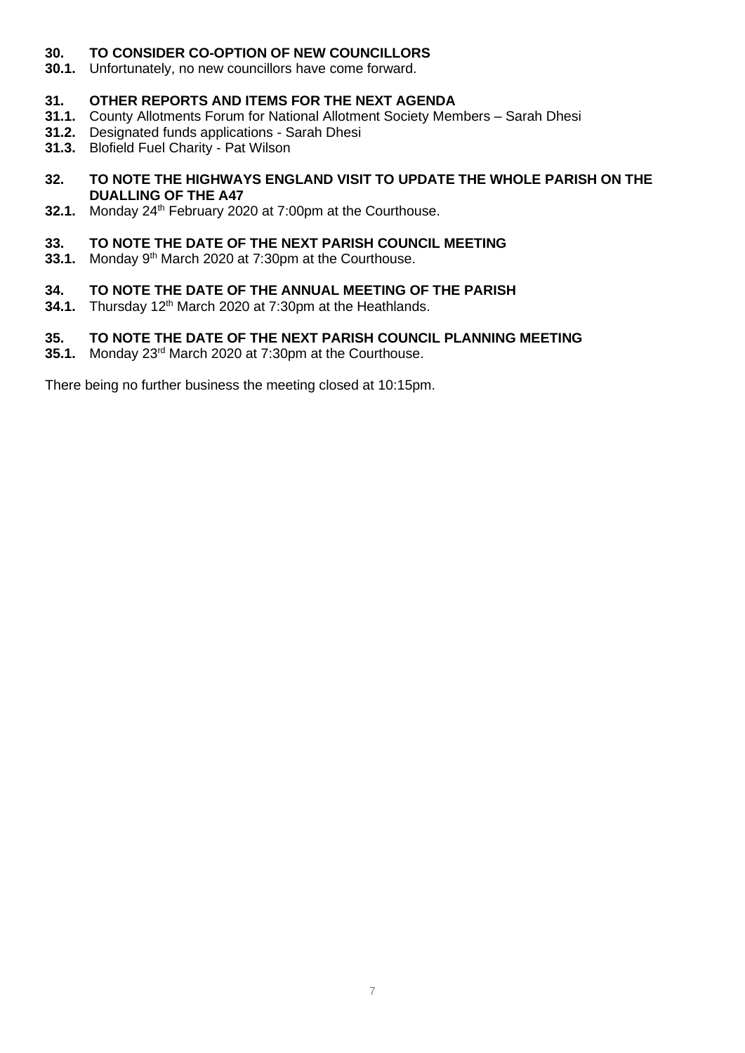**30. TO CONSIDER CO-OPTION OF NEW COUNCILLORS**

**30.1.** Unfortunately, no new councillors have come forward.

**31. OTHER REPORTS AND ITEMS FOR THE NEXT AGENDA**

**31.1.** County Allotments Forum for National Allotment Society Members – Sarah Dhesi

**31.2.** Designated funds applications - Sarah Dhesi

**31.3.** Blofield Fuel Charity - Pat Wilson

**32. TO NOTE THE HIGHWAYS ENGLAND VISIT TO UPDATE THE WHOLE PARISH ON THE DUALLING OF THE A47**

**32.1.** Monday 24th February 2020 at 7:00pm at the Courthouse.

**33. TO NOTE THE DATE OF THE NEXT PARISH COUNCIL MEETING**

**33.1.** Monday 9th March 2020 at 7:30pm at the Courthouse.

**34. TO NOTE THE DATE OF THE ANNUAL MEETING OF THE PARISH**

**34.1.** Thursday 12th March 2020 at 7:30pm at the Heathlands.

**35. TO NOTE THE DATE OF THE NEXT PARISH COUNCIL PLANNING MEETING**

**35.1.** Monday 23rd March 2020 at 7:30pm at the Courthouse.

There being no further business the meeting closed at 10:15pm.